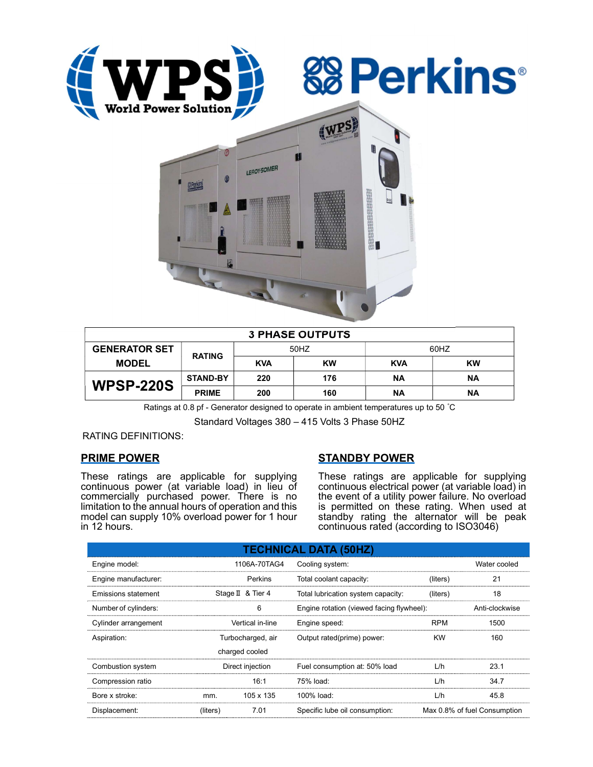| 3 PHASE OUTPUTS | | | | | |
|---|---|---|---|---|---|
| GENERATOR SET MODEL | RATING | 50HZ | | 60HZ | |
| | | KVA | KW | KVA | KW |
| WPSP-220S | STAND-BY | 220 | 176 | NA | NA |
| | PRIME | 200 | 160 | NA | NA |

Ratings at 0.8 pf - Generator designed to operate in ambient temperatures up to 50 ˚C

Standard Voltages 380 – 415 Volts 3 Phase 50HZ

RATING DEFINITIONS:

## PRIME POWER

These ratings are applicable for supplying continuous power (at variable load) in lieu of commercially purchased power. There is no limitation to the annual hours of operation and this model can supply 10% overload power for 1 hour in 12 hours.

## STANDBY POWER

These ratings are applicable for supplying continuous electrical power (at variable load) in the event of a utility power failure. No overload is permitted on these rating. When used at standby rating the alternator will be peak continuous rated (according to ISO3046)

## TECHNICAL DATA (50HZ)

| | | | | | |
|---|---|---|---|---|---|
| Engine model: | | 1106A-70TAG4 | Cooling system: | | Water cooled |
| Engine manufacturer: | | Perkins | Total coolant capacity: | (liters) | 21 |
| Emissions statement | | Stage Ⅱ & Tier 4 | Total lubrication system capacity: | (liters) | 18 |
| Number of cylinders: | | 6 | Engine rotation (viewed facing flywheel): | | Anti-clockwise |
| Cylinder arrangement | | Vertical in-line | Engine speed: | RPM | 1500 |
| Aspiration: | | Turbocharged, air charged cooled | Output rated(prime) power: | KW | 160 |
| Combustion system | | Direct injection | Fuel consumption at: 50% load | L/h | 23.1 |
| Compression ratio | | 16:1 | 75% load: | L/h | 34.7 |
| Bore x stroke: | mm. | 105 x 135 | 100% load: | L/h | 45.8 |
| Displacement: | (liters) | 7.01 | Specific lube oil consumption: | | Max 0.8% of fuel Consumption |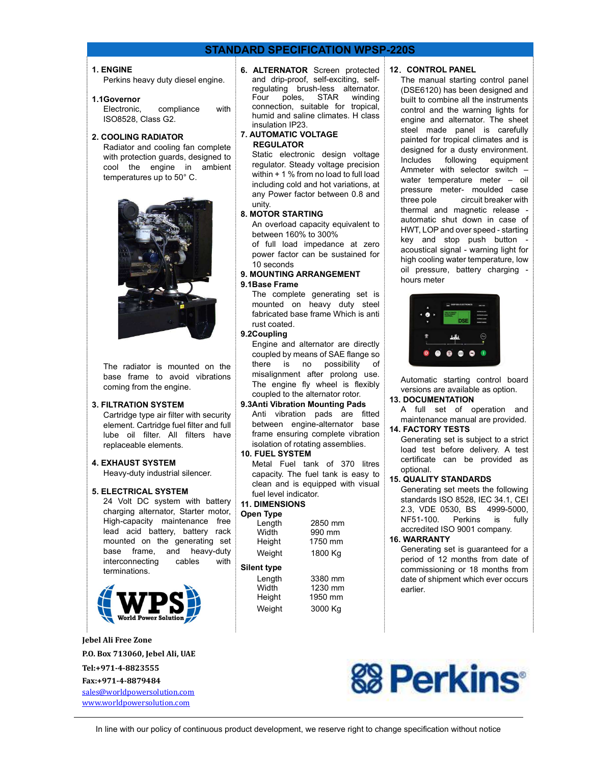# STANDARD SPECIFICATION WPSP-220S

## 1. ENGINE

Perkins heavy duty diesel engine.

### 1.1Governor

Electronic, compliance with ISO8528, Class G2.

## 2. COOLING RADIATOR

Radiator and cooling fan complete with protection guards, designed to cool the engine in ambient temperatures up to 50° C.

The radiator is mounted on the base frame to avoid vibrations coming from the engine.

## 3. FILTRATION SYSTEM

Cartridge type air filter with security element. Cartridge fuel filter and full lube oil filter. All filters have replaceable elements.

## 4. EXHAUST SYSTEM

Heavy-duty industrial silencer.

## 5. ELECTRICAL SYSTEM

24 Volt DC system with battery charging alternator, Starter motor, High-capacity maintenance free lead acid battery, battery rack mounted on the generating set base frame, and heavy-duty interconnecting cables with terminations.

## 6. ALTERNATOR

Screen protected and drip-proof, self-exciting, self-regulating brush-less alternator. Four poles, STAR winding connection, suitable for tropical, humid and saline climates. H class insulation IP23.

## 7. AUTOMATIC VOLTAGE REGULATOR

Static electronic design voltage regulator. Steady voltage precision within + 1 % from no load to full load including cold and hot variations, at any Power factor between 0.8 and unity.

## 8. MOTOR STARTING

An overload capacity equivalent to between 160% to 300%
of full load impedance at zero power factor can be sustained for 10 seconds

## 9. MOUNTING ARRANGEMENT

### 9.1Base Frame

The complete generating set is mounted on heavy duty steel fabricated base frame Which is anti rust coated.

### 9.2Coupling

Engine and alternator are directly coupled by means of SAE flange so there is no possibility of misalignment after prolong use. The engine fly wheel is flexibly coupled to the alternator rotor.

### 9.3Anti Vibration Mounting Pads

Anti vibration pads are fitted between engine-alternator base frame ensuring complete vibration isolation of rotating assemblies.

## 10. FUEL SYSTEM

Metal Fuel tank of 370 litres capacity. The fuel tank is easy to clean and is equipped with visual fuel level indicator.

## 11. DIMENSIONS

**Open Type**

| | |
|---|---|
| Length | 2850 mm |
| Width | 990 mm |
| Height | 1750 mm |
| Weight | 1800 Kg |

**Silent type**

| | |
|---|---|
| Length | 3380 mm |
| Width | 1230 mm |
| Height | 1950 mm |
| Weight | 3000 Kg |

## 12. CONTROL PANEL

The manual starting control panel (DSE6120) has been designed and built to combine all the instruments control and the warning lights for engine and alternator. The sheet steel made panel is carefully painted for tropical climates and is designed for a dusty environment. Includes following equipment Ammeter with selector switch – water temperature meter – oil pressure meter- moulded case three pole circuit breaker with thermal and magnetic release - automatic shut down in case of HWT, LOP and over speed - starting key and stop push button - acoustical signal - warning light for high cooling water temperature, low oil pressure, battery charging - hours meter

Automatic starting control board versions are available as option.

## 13. DOCUMENTATION

A full set of operation and maintenance manual are provided.

## 14. FACTORY TESTS

Generating set is subject to a strict load test before delivery. A test certificate can be provided as optional.

## 15. QUALITY STANDARDS

Generating set meets the following standards ISO 8528, IEC 34.1, CEI 2.3, VDE 0530, BS 4999-5000, NF51-100. Perkins is fully accredited ISO 9001 company.

## 16. WARRANTY

Generating set is guaranteed for a period of 12 months from date of commissioning or 18 months from date of shipment which ever occurs earlier.

WPS World Power Solution

**Jebel Ali Free Zone**
**P.O. Box 713060, Jebel Ali, UAE**
**Tel:+971-4-8823555**
**Fax:+971-4-8879484**
sales@worldpowersolution.com
www.worldpowersolution.com

Perkins

In line with our policy of continuous product development, we reserve right to change specification without notice